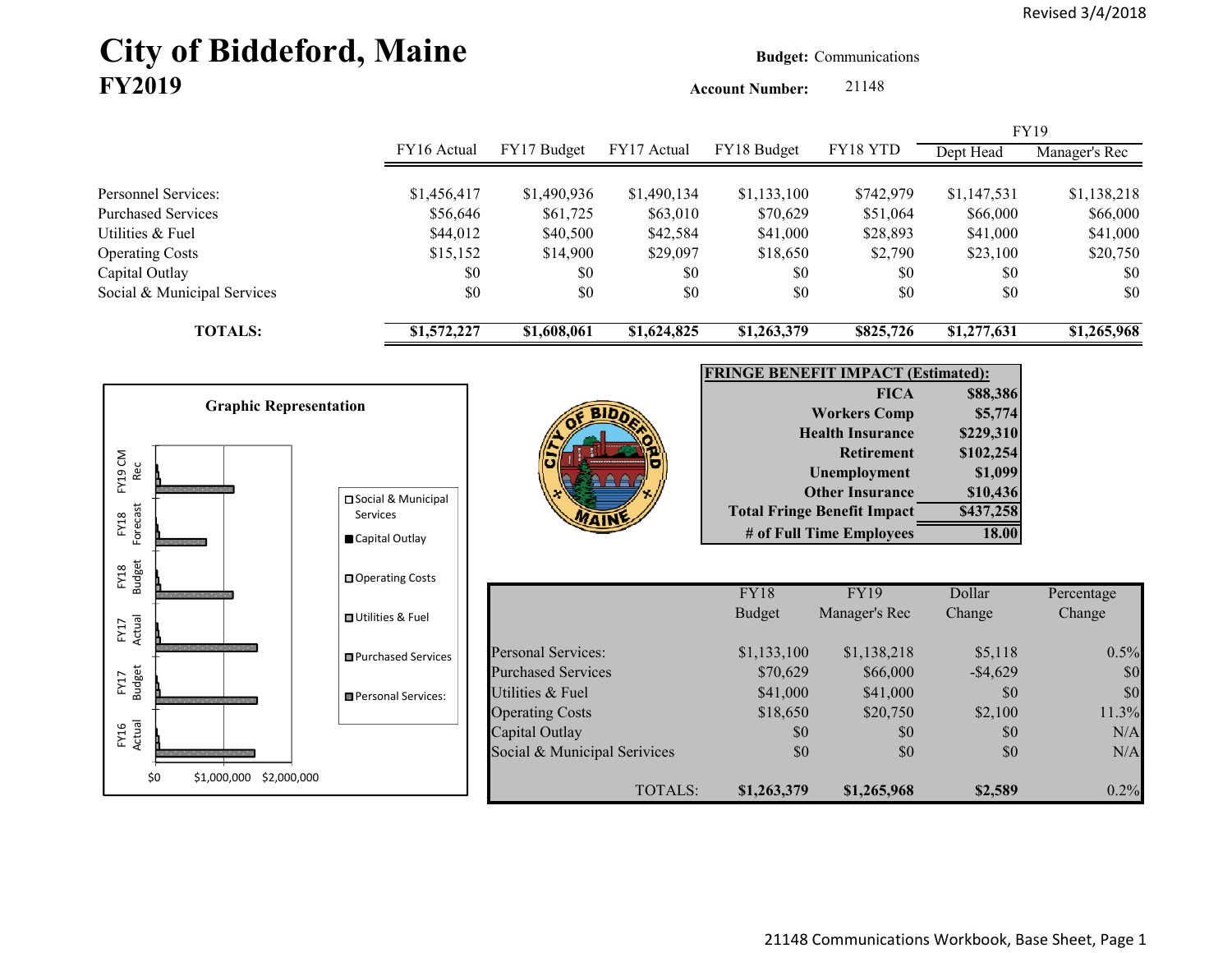Revised 3/4/2018

# City of Biddeford, Maine
## FY2019

**Budget:** Communications

**Account Number:** 21148

| | FY16 Actual | FY17 Budget | FY17 Actual | FY18 Budget | FY18 YTD | FY19 Dept Head | FY19 Manager's Rec |
|---|---|---|---|---|---|---|---|
| Personnel Services: | $1,456,417 | $1,490,936 | $1,490,134 | $1,133,100 | $742,979 | $1,147,531 | $1,138,218 |
| Purchased Services | $56,646 | $61,725 | $63,010 | $70,629 | $51,064 | $66,000 | $66,000 |
| Utilities & Fuel | $44,012 | $40,500 | $42,584 | $41,000 | $28,893 | $41,000 | $41,000 |
| Operating Costs | $15,152 | $14,900 | $29,097 | $18,650 | $2,790 | $23,100 | $20,750 |
| Capital Outlay | $0 | $0 | $0 | $0 | $0 | $0 | $0 |
| Social & Municipal Services | $0 | $0 | $0 | $0 | $0 | $0 | $0 |
| **TOTALS:** | **$1,572,227** | **$1,608,061** | **$1,624,825** | **$1,263,379** | **$825,726** | **$1,277,631** | **$1,265,968** |

**Graphic Representation**

| FRINGE BENEFIT IMPACT (Estimated): | |
|---|---|
| **FICA** | **$88,386** |
| **Workers Comp** | **$5,774** |
| **Health Insurance** | **$229,310** |
| **Retirement** | **$102,254** |
| **Unemployment** | **$1,099** |
| **Other Insurance** | **$10,436** |
| **Total Fringe Benefit Impact** | **$437,258** |
| **# of Full Time Employees** | **18.00** |

| | FY18 Budget | FY19 Manager's Rec | Dollar Change | Percentage Change |
|---|---|---|---|---|
| Personal Services: | $1,133,100 | $1,138,218 | $5,118 | 0.5% |
| Purchased Services | $70,629 | $66,000 | -$4,629 | $0 |
| Utilities & Fuel | $41,000 | $41,000 | $0 | $0 |
| Operating Costs | $18,650 | $20,750 | $2,100 | 11.3% |
| Capital Outlay | $0 | $0 | $0 | N/A |
| Social & Municipal Serivices | $0 | $0 | $0 | N/A |
| TOTALS: | **$1,263,379** | **$1,265,968** | **$2,589** | 0.2% |

21148 Communications Workbook, Base Sheet, Page 1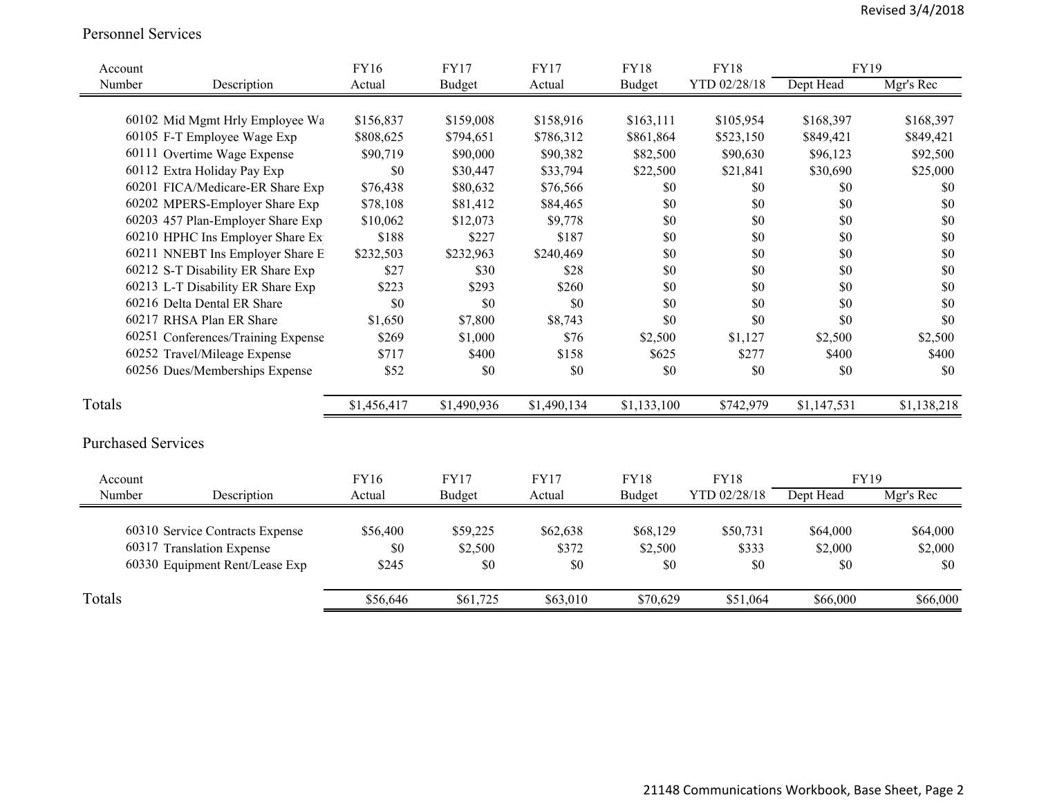Revised 3/4/2018

## Personnel Services

| Account Number | Description | FY16 Actual | FY17 Budget | FY17 Actual | FY18 Budget | FY18 YTD 02/28/18 | FY19 Dept Head | FY19 Mgr's Rec |
|---|---|---|---|---|---|---|---|---|
| 60102 | Mid Mgmt Hrly Employee Wa | $156,837 | $159,008 | $158,916 | $163,111 | $105,954 | $168,397 | $168,397 |
| 60105 | F-T Employee Wage Exp | $808,625 | $794,651 | $786,312 | $861,864 | $523,150 | $849,421 | $849,421 |
| 60111 | Overtime Wage Expense | $90,719 | $90,000 | $90,382 | $82,500 | $90,630 | $96,123 | $92,500 |
| 60112 | Extra Holiday Pay Exp | $0 | $30,447 | $33,794 | $22,500 | $21,841 | $30,690 | $25,000 |
| 60201 | FICA/Medicare-ER Share Exp | $76,438 | $80,632 | $76,566 | $0 | $0 | $0 | $0 |
| 60202 | MPERS-Employer Share Exp | $78,108 | $81,412 | $84,465 | $0 | $0 | $0 | $0 |
| 60203 | 457 Plan-Employer Share Exp | $10,062 | $12,073 | $9,778 | $0 | $0 | $0 | $0 |
| 60210 | HPHC Ins Employer Share Ex | $188 | $227 | $187 | $0 | $0 | $0 | $0 |
| 60211 | NNEBT Ins Employer Share E | $232,503 | $232,963 | $240,469 | $0 | $0 | $0 | $0 |
| 60212 | S-T Disability ER Share Exp | $27 | $30 | $28 | $0 | $0 | $0 | $0 |
| 60213 | L-T Disability ER Share Exp | $223 | $293 | $260 | $0 | $0 | $0 | $0 |
| 60216 | Delta Dental ER Share | $0 | $0 | $0 | $0 | $0 | $0 | $0 |
| 60217 | RHSA Plan ER Share | $1,650 | $7,800 | $8,743 | $0 | $0 | $0 | $0 |
| 60251 | Conferences/Training Expense | $269 | $1,000 | $76 | $2,500 | $1,127 | $2,500 | $2,500 |
| 60252 | Travel/Mileage Expense | $717 | $400 | $158 | $625 | $277 | $400 | $400 |
| 60256 | Dues/Memberships Expense | $52 | $0 | $0 | $0 | $0 | $0 | $0 |
| **Totals** | | $1,456,417 | $1,490,936 | $1,490,134 | $1,133,100 | $742,979 | $1,147,531 | $1,138,218 |

## Purchased Services

| Account Number | Description | FY16 Actual | FY17 Budget | FY17 Actual | FY18 Budget | FY18 YTD 02/28/18 | FY19 Dept Head | FY19 Mgr's Rec |
|---|---|---|---|---|---|---|---|---|
| 60310 | Service Contracts Expense | $56,400 | $59,225 | $62,638 | $68,129 | $50,731 | $64,000 | $64,000 |
| 60317 | Translation Expense | $0 | $2,500 | $372 | $2,500 | $333 | $2,000 | $2,000 |
| 60330 | Equipment Rent/Lease Exp | $245 | $0 | $0 | $0 | $0 | $0 | $0 |
| **Totals** | | $56,646 | $61,725 | $63,010 | $70,629 | $51,064 | $66,000 | $66,000 |

21148 Communications Workbook, Base Sheet, Page 2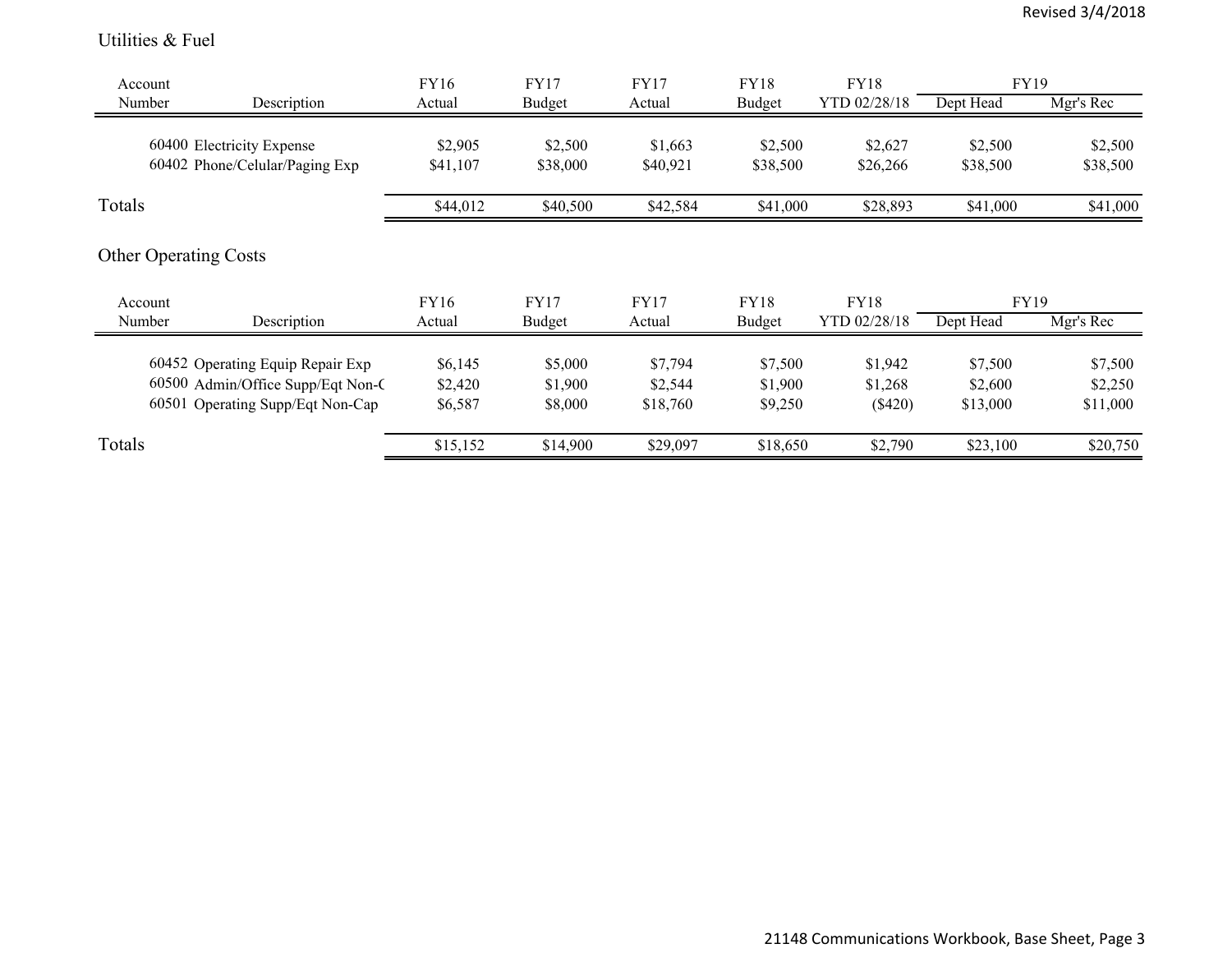## Utilities & Fuel

| Account Number | Description | FY16 Actual | FY17 Budget | FY17 Actual | FY18 Budget | FY18 YTD 02/28/18 | FY19 Dept Head | FY19 Mgr's Rec |
|---|---|---|---|---|---|---|---|---|
| 60400 | Electricity Expense | $2,905 | $2,500 | $1,663 | $2,500 | $2,627 | $2,500 | $2,500 |
| 60402 | Phone/Celular/Paging Exp | $41,107 | $38,000 | $40,921 | $38,500 | $26,266 | $38,500 | $38,500 |
| Totals | | $44,012 | $40,500 | $42,584 | $41,000 | $28,893 | $41,000 | $41,000 |

## Other Operating Costs

| Account Number | Description | FY16 Actual | FY17 Budget | FY17 Actual | FY18 Budget | FY18 YTD 02/28/18 | FY19 Dept Head | FY19 Mgr's Rec |
|---|---|---|---|---|---|---|---|---|
| 60452 | Operating Equip Repair Exp | $6,145 | $5,000 | $7,794 | $7,500 | $1,942 | $7,500 | $7,500 |
| 60500 | Admin/Office Supp/Eqt Non-( | $2,420 | $1,900 | $2,544 | $1,900 | $1,268 | $2,600 | $2,250 |
| 60501 | Operating Supp/Eqt Non-Cap | $6,587 | $8,000 | $18,760 | $9,250 | ($420) | $13,000 | $11,000 |
| Totals | | $15,152 | $14,900 | $29,097 | $18,650 | $2,790 | $23,100 | $20,750 |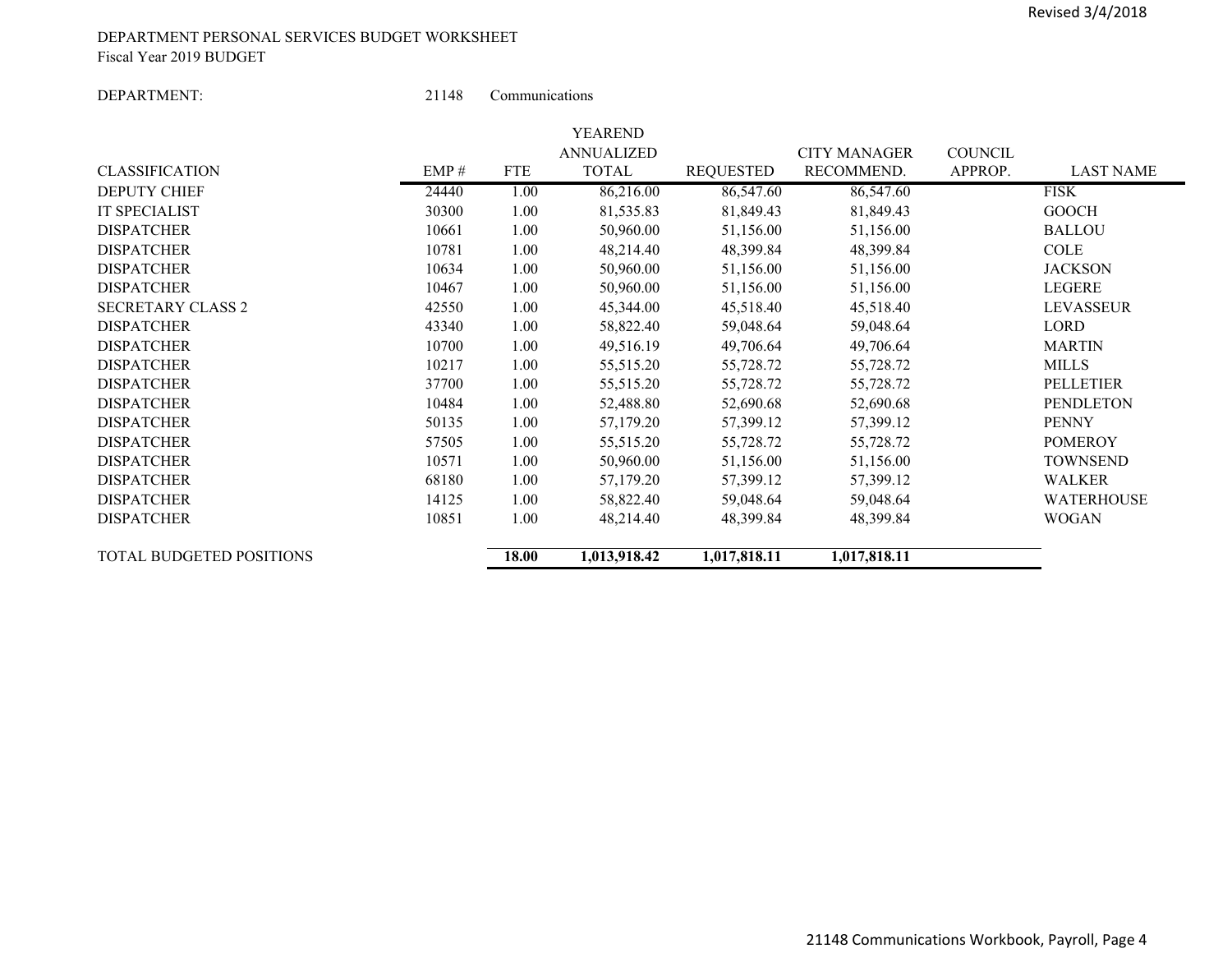Revised 3/4/2018

DEPARTMENT PERSONAL SERVICES BUDGET WORKSHEET
Fiscal Year 2019 BUDGET

DEPARTMENT: 21148 Communications

| CLASSIFICATION | EMP # | FTE | YEAREND ANNUALIZED TOTAL | REQUESTED | CITY MANAGER RECOMMEND. | COUNCIL APPROP. | LAST NAME |
|---|---|---|---|---|---|---|---|
| DEPUTY CHIEF | 24440 | 1.00 | 86,216.00 | 86,547.60 | 86,547.60 | | FISK |
| IT SPECIALIST | 30300 | 1.00 | 81,535.83 | 81,849.43 | 81,849.43 | | GOOCH |
| DISPATCHER | 10661 | 1.00 | 50,960.00 | 51,156.00 | 51,156.00 | | BALLOU |
| DISPATCHER | 10781 | 1.00 | 48,214.40 | 48,399.84 | 48,399.84 | | COLE |
| DISPATCHER | 10634 | 1.00 | 50,960.00 | 51,156.00 | 51,156.00 | | JACKSON |
| DISPATCHER | 10467 | 1.00 | 50,960.00 | 51,156.00 | 51,156.00 | | LEGERE |
| SECRETARY CLASS 2 | 42550 | 1.00 | 45,344.00 | 45,518.40 | 45,518.40 | | LEVASSEUR |
| DISPATCHER | 43340 | 1.00 | 58,822.40 | 59,048.64 | 59,048.64 | | LORD |
| DISPATCHER | 10700 | 1.00 | 49,516.19 | 49,706.64 | 49,706.64 | | MARTIN |
| DISPATCHER | 10217 | 1.00 | 55,515.20 | 55,728.72 | 55,728.72 | | MILLS |
| DISPATCHER | 37700 | 1.00 | 55,515.20 | 55,728.72 | 55,728.72 | | PELLETIER |
| DISPATCHER | 10484 | 1.00 | 52,488.80 | 52,690.68 | 52,690.68 | | PENDLETON |
| DISPATCHER | 50135 | 1.00 | 57,179.20 | 57,399.12 | 57,399.12 | | PENNY |
| DISPATCHER | 57505 | 1.00 | 55,515.20 | 55,728.72 | 55,728.72 | | POMEROY |
| DISPATCHER | 10571 | 1.00 | 50,960.00 | 51,156.00 | 51,156.00 | | TOWNSEND |
| DISPATCHER | 68180 | 1.00 | 57,179.20 | 57,399.12 | 57,399.12 | | WALKER |
| DISPATCHER | 14125 | 1.00 | 58,822.40 | 59,048.64 | 59,048.64 | | WATERHOUSE |
| DISPATCHER | 10851 | 1.00 | 48,214.40 | 48,399.84 | 48,399.84 | | WOGAN |
| TOTAL BUDGETED POSITIONS | | **18.00** | **1,013,918.42** | **1,017,818.11** | **1,017,818.11** | | |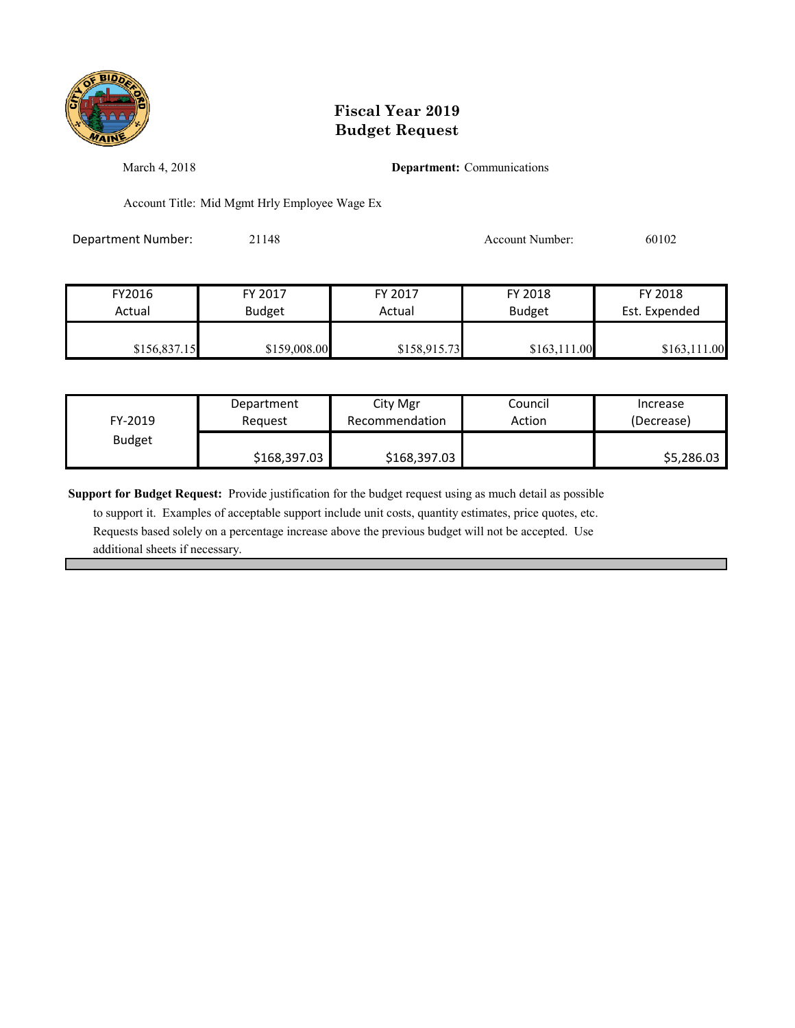# Fiscal Year 2019
# Budget Request

March 4, 2018

**Department:** Communications

Account Title: Mid Mgmt Hrly Employee Wage Ex

Department Number: 21148

Account Number: 60102

| FY2016 Actual | FY 2017 Budget | FY 2017 Actual | FY 2018 Budget | FY 2018 Est. Expended |
|---|---|---|---|---|
| $156,837.15 | $159,008.00 | $158,915.73 | $163,111.00 | $163,111.00 |

| FY-2019 Budget | Department Request | City Mgr Recommendation | Council Action | Increase (Decrease) |
|---|---|---|---|---|
| | $168,397.03 | $168,397.03 | | $5,286.03 |

**Support for Budget Request:** Provide justification for the budget request using as much detail as possible to support it. Examples of acceptable support include unit costs, quantity estimates, price quotes, etc. Requests based solely on a percentage increase above the previous budget will not be accepted. Use additional sheets if necessary.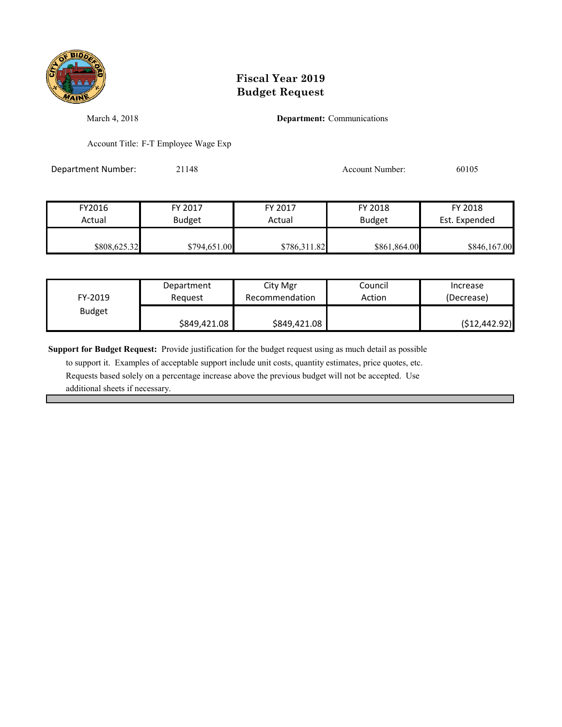# Fiscal Year 2019
# Budget Request

March 4, 2018

**Department:** Communications

Account Title: F-T Employee Wage Exp

Department Number: 21148

Account Number: 60105

| FY2016 Actual | FY 2017 Budget | FY 2017 Actual | FY 2018 Budget | FY 2018 Est. Expended |
|---|---|---|---|---|
| $808,625.32 | $794,651.00 | $786,311.82 | $861,864.00 | $846,167.00 |

| FY-2019 Budget | Department Request | City Mgr Recommendation | Council Action | Increase (Decrease) |
|---|---|---|---|---|
| | $849,421.08 | $849,421.08 | | ($12,442.92) |

**Support for Budget Request:** Provide justification for the budget request using as much detail as possible to support it. Examples of acceptable support include unit costs, quantity estimates, price quotes, etc. Requests based solely on a percentage increase above the previous budget will not be accepted. Use additional sheets if necessary.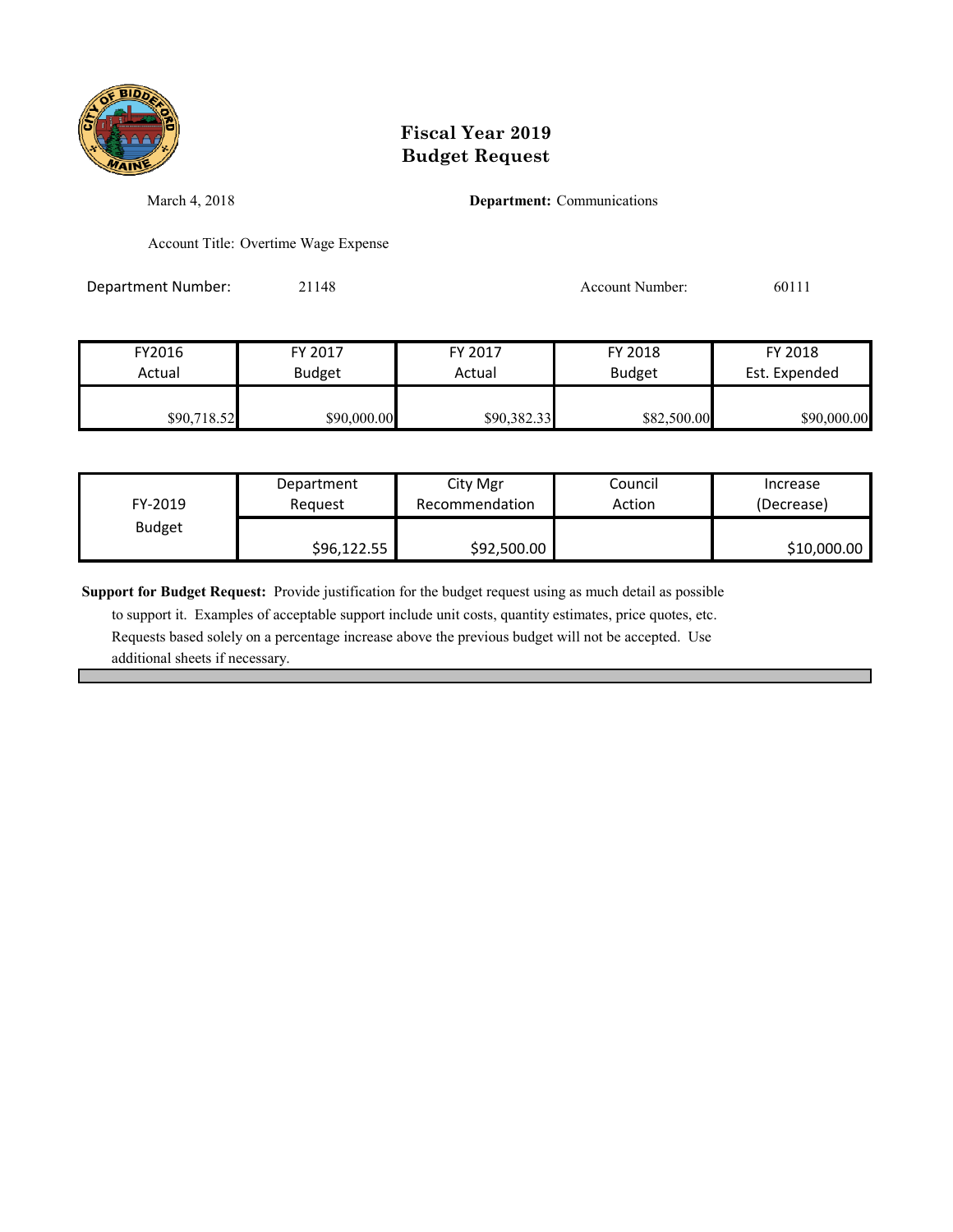# Fiscal Year 2019
# Budget Request

March 4, 2018

**Department:** Communications

Account Title: Overtime Wage Expense

Department Number: 21148

Account Number: 60111

| FY2016 Actual | FY 2017 Budget | FY 2017 Actual | FY 2018 Budget | FY 2018 Est. Expended |
|---|---|---|---|---|
| $90,718.52 | $90,000.00 | $90,382.33 | $82,500.00 | $90,000.00 |

| FY-2019 Budget | Department Request | City Mgr Recommendation | Council Action | Increase (Decrease) |
|---|---|---|---|---|
| | $96,122.55 | $92,500.00 | | $10,000.00 |

**Support for Budget Request:** Provide justification for the budget request using as much detail as possible to support it. Examples of acceptable support include unit costs, quantity estimates, price quotes, etc. Requests based solely on a percentage increase above the previous budget will not be accepted. Use additional sheets if necessary.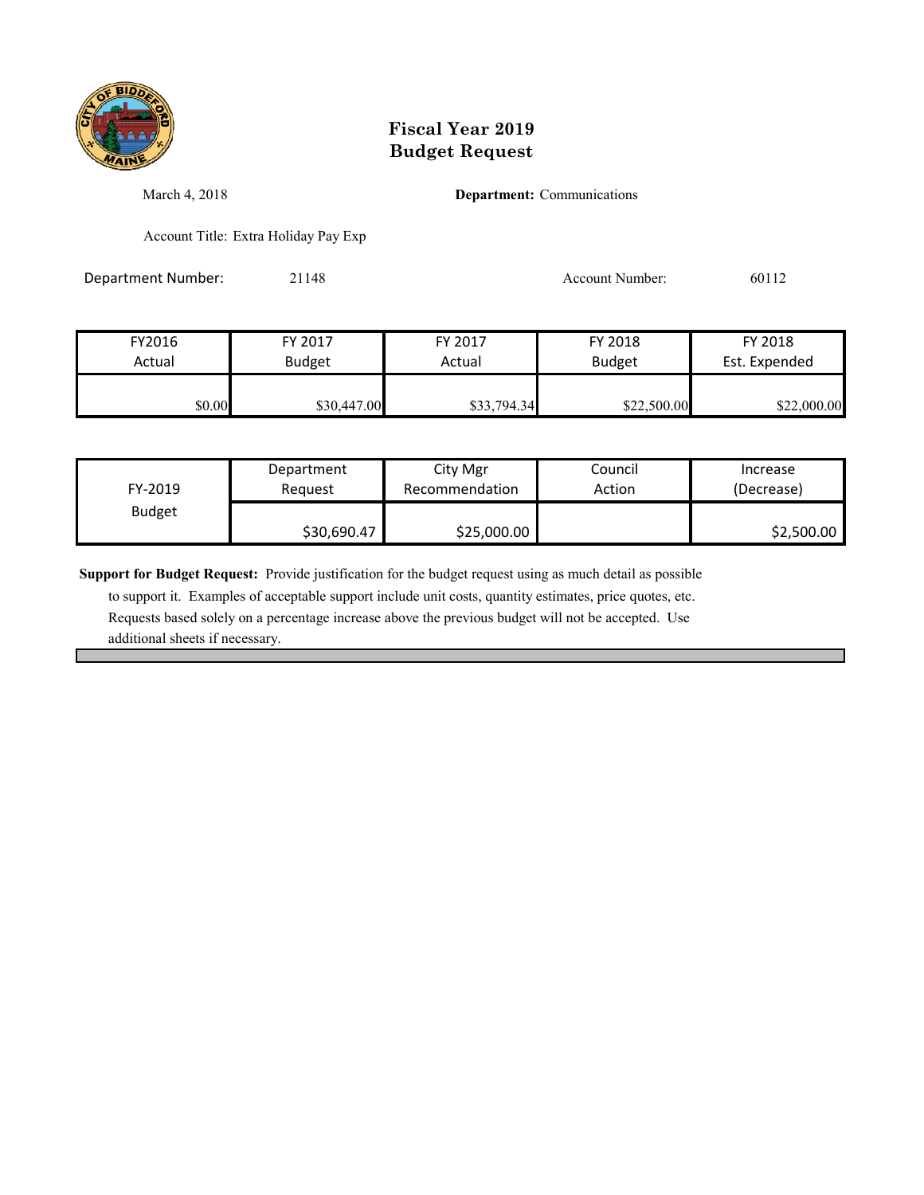# Fiscal Year 2019
# Budget Request

March 4, 2018

**Department:** Communications

Account Title: Extra Holiday Pay Exp

Department Number: 21148

Account Number: 60112

| FY2016 Actual | FY 2017 Budget | FY 2017 Actual | FY 2018 Budget | FY 2018 Est. Expended |
|---|---|---|---|---|
| $0.00 | $30,447.00 | $33,794.34 | $22,500.00 | $22,000.00 |

| FY-2019 Budget | Department Request | City Mgr Recommendation | Council Action | Increase (Decrease) |
|---|---|---|---|---|
| | $30,690.47 | $25,000.00 | | $2,500.00 |

**Support for Budget Request:** Provide justification for the budget request using as much detail as possible to support it. Examples of acceptable support include unit costs, quantity estimates, price quotes, etc. Requests based solely on a percentage increase above the previous budget will not be accepted. Use additional sheets if necessary.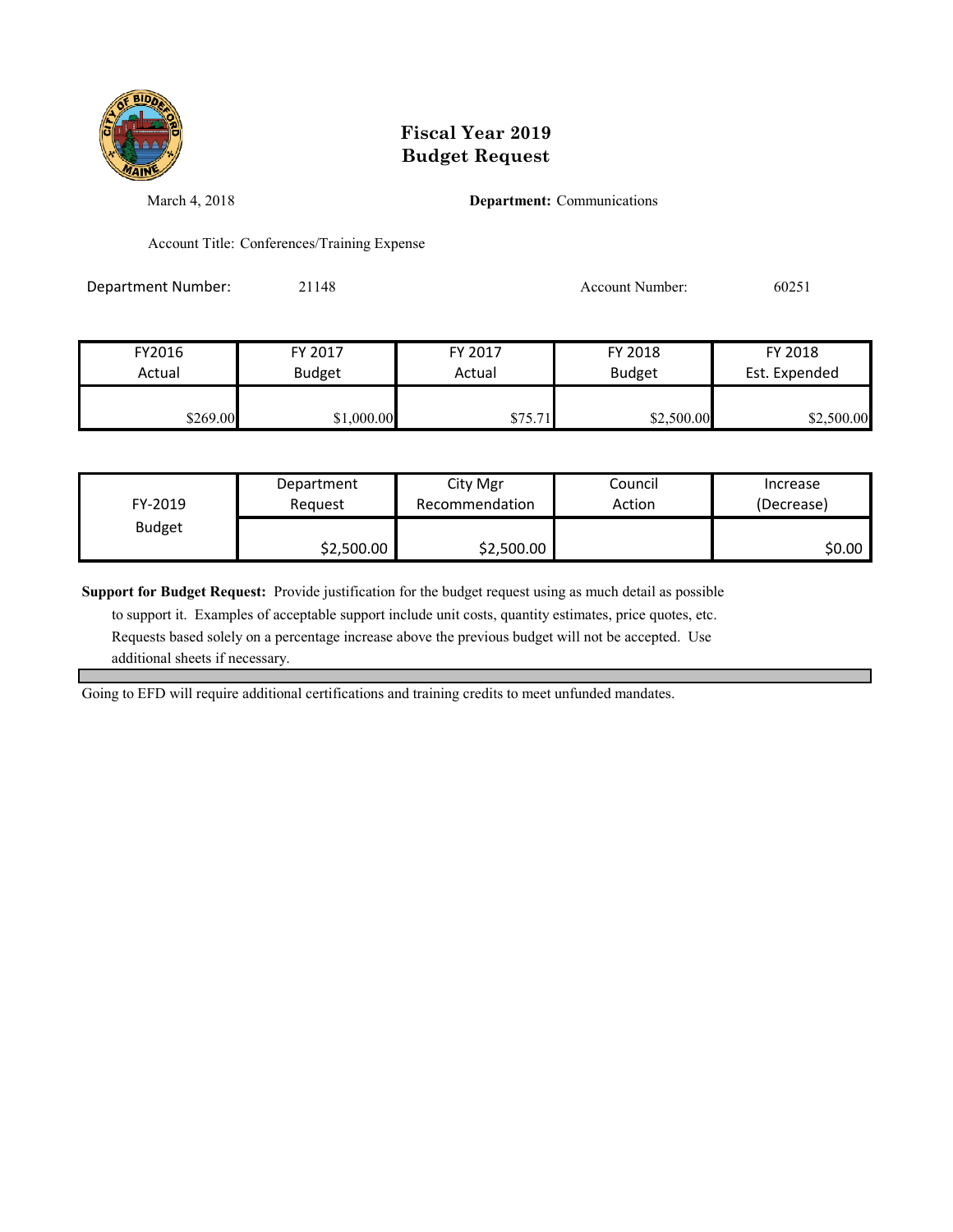# Fiscal Year 2019
# Budget Request

March 4, 2018

**Department:** Communications

Account Title: Conferences/Training Expense

Department Number: 21148

Account Number: 60251

| FY2016 Actual | FY 2017 Budget | FY 2017 Actual | FY 2018 Budget | FY 2018 Est. Expended |
|---|---|---|---|---|
| $269.00 | $1,000.00 | $75.71 | $2,500.00 | $2,500.00 |

| FY-2019 Budget | Department Request | City Mgr Recommendation | Council Action | Increase (Decrease) |
|---|---|---|---|---|
| | $2,500.00 | $2,500.00 | | $0.00 |

**Support for Budget Request:** Provide justification for the budget request using as much detail as possible to support it. Examples of acceptable support include unit costs, quantity estimates, price quotes, etc. Requests based solely on a percentage increase above the previous budget will not be accepted. Use additional sheets if necessary.

Going to EFD will require additional certifications and training credits to meet unfunded mandates.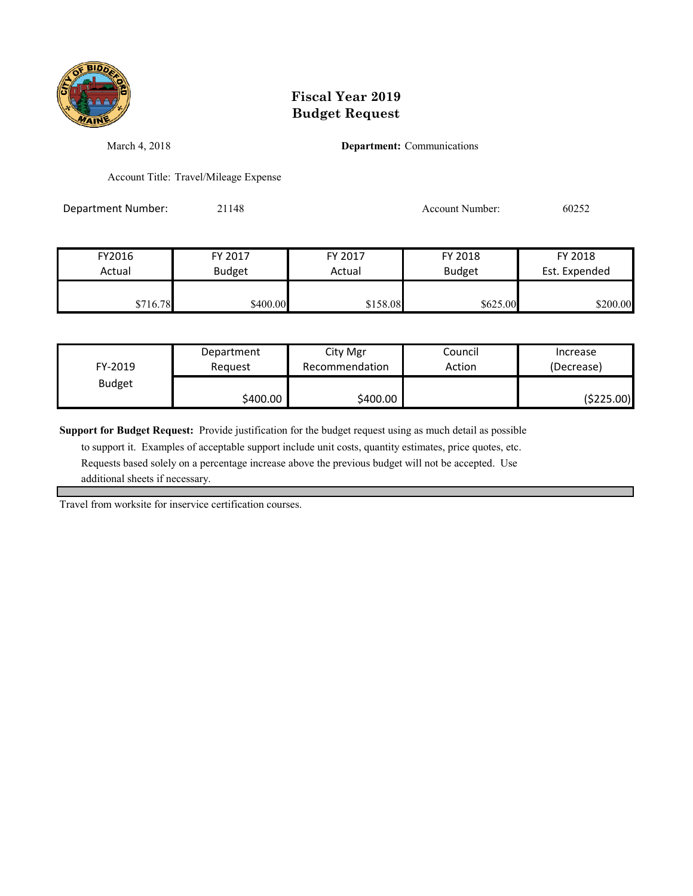# Fiscal Year 2019
# Budget Request

March 4, 2018

**Department:** Communications

Account Title: Travel/Mileage Expense

Department Number: 21148

Account Number: 60252

| FY2016 Actual | FY 2017 Budget | FY 2017 Actual | FY 2018 Budget | FY 2018 Est. Expended |
|---|---|---|---|---|
| $716.78 | $400.00 | $158.08 | $625.00 | $200.00 |

| FY-2019 Budget | Department Request | City Mgr Recommendation | Council Action | Increase (Decrease) |
|---|---|---|---|---|
| | $400.00 | $400.00 | | ($225.00) |

**Support for Budget Request:** Provide justification for the budget request using as much detail as possible to support it. Examples of acceptable support include unit costs, quantity estimates, price quotes, etc. Requests based solely on a percentage increase above the previous budget will not be accepted. Use additional sheets if necessary.

Travel from worksite for inservice certification courses.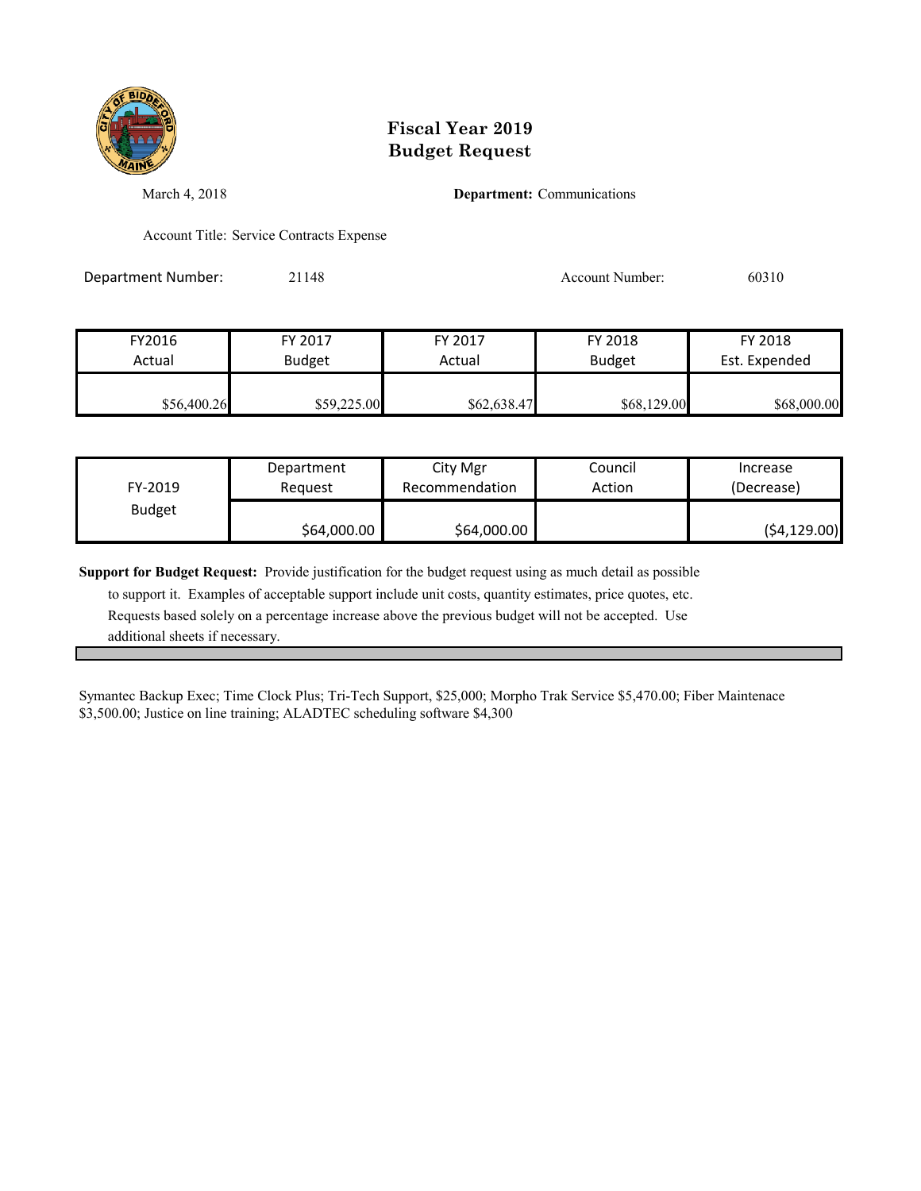# Fiscal Year 2019
# Budget Request

March 4, 2018

**Department:** Communications

Account Title: Service Contracts Expense

Department Number: 21148

Account Number: 60310

| FY2016 Actual | FY 2017 Budget | FY 2017 Actual | FY 2018 Budget | FY 2018 Est. Expended |
|---|---|---|---|---|
| $56,400.26 | $59,225.00 | $62,638.47 | $68,129.00 | $68,000.00 |

| FY-2019 Budget | Department Request | City Mgr Recommendation | Council Action | Increase (Decrease) |
|---|---|---|---|---|
| | $64,000.00 | $64,000.00 | | ($4,129.00) |

**Support for Budget Request:** Provide justification for the budget request using as much detail as possible to support it. Examples of acceptable support include unit costs, quantity estimates, price quotes, etc. Requests based solely on a percentage increase above the previous budget will not be accepted. Use additional sheets if necessary.

Symantec Backup Exec; Time Clock Plus; Tri-Tech Support, $25,000; Morpho Trak Service $5,470.00; Fiber Maintenace $3,500.00; Justice on line training; ALADTEC scheduling software $4,300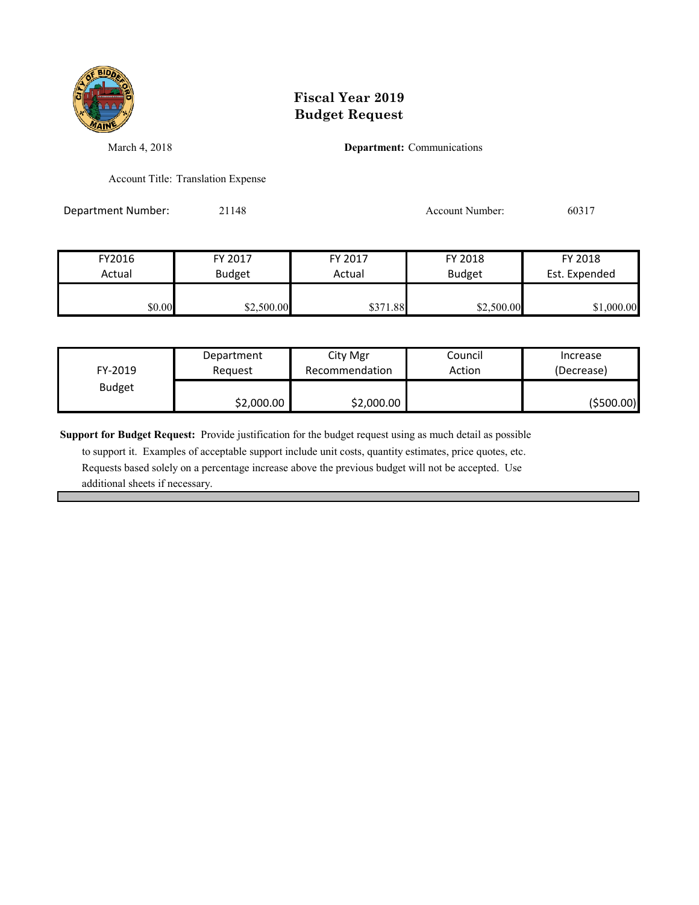# Fiscal Year 2019
# Budget Request

March 4, 2018

**Department:** Communications

Account Title: Translation Expense

Department Number: 21148

Account Number: 60317

| FY2016 Actual | FY 2017 Budget | FY 2017 Actual | FY 2018 Budget | FY 2018 Est. Expended |
|---|---|---|---|---|
| $0.00 | $2,500.00 | $371.88 | $2,500.00 | $1,000.00 |

| FY-2019 Budget | Department Request | City Mgr Recommendation | Council Action | Increase (Decrease) |
|---|---|---|---|---|
| | $2,000.00 | $2,000.00 | | ($500.00) |

**Support for Budget Request:** Provide justification for the budget request using as much detail as possible to support it. Examples of acceptable support include unit costs, quantity estimates, price quotes, etc. Requests based solely on a percentage increase above the previous budget will not be accepted. Use additional sheets if necessary.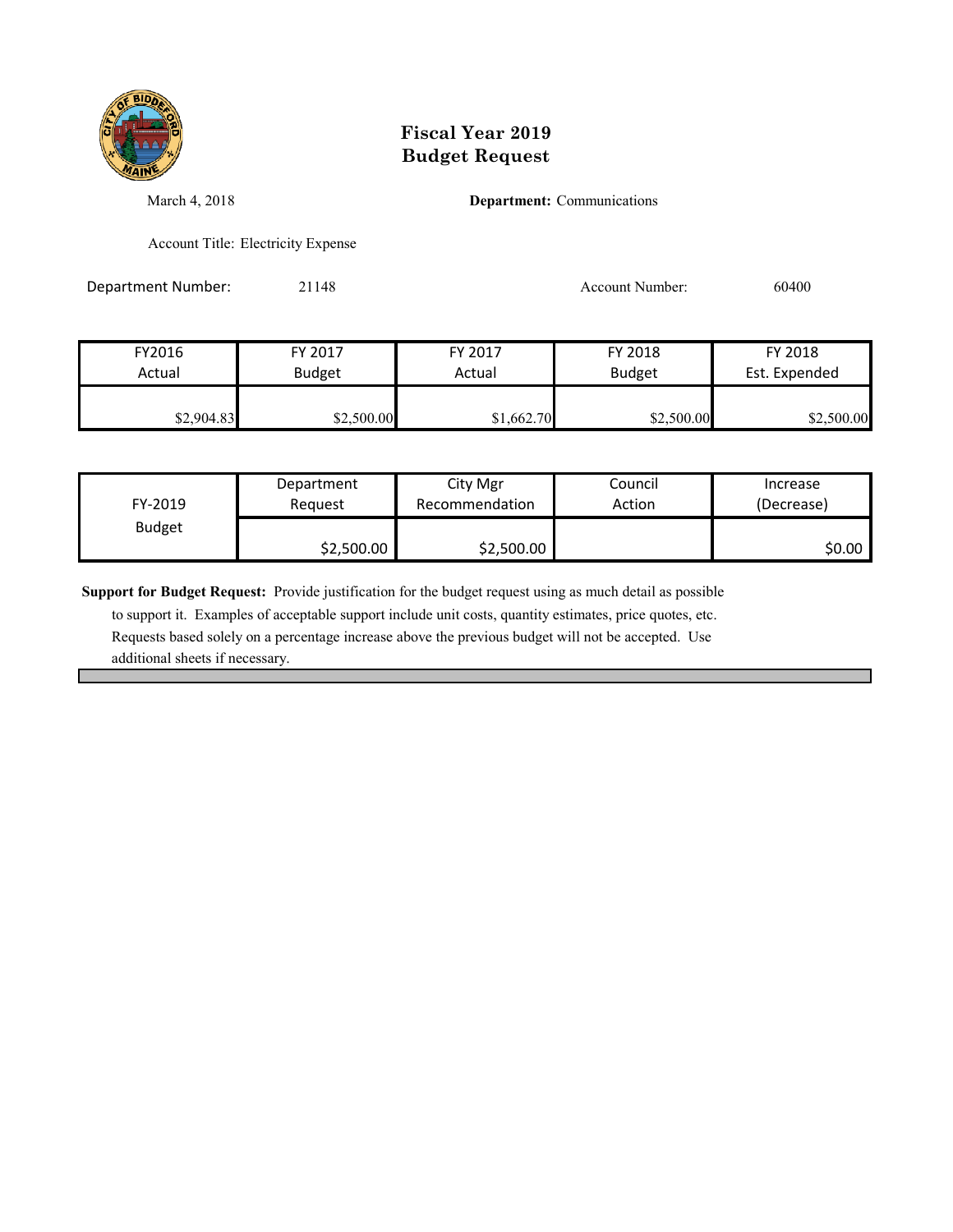# Fiscal Year 2019
# Budget Request

March 4, 2018

**Department:** Communications

Account Title: Electricity Expense

Department Number: 21148

Account Number: 60400

| FY2016 Actual | FY 2017 Budget | FY 2017 Actual | FY 2018 Budget | FY 2018 Est. Expended |
|---|---|---|---|---|
| $2,904.83 | $2,500.00 | $1,662.70 | $2,500.00 | $2,500.00 |

| FY-2019 Budget | Department Request | City Mgr Recommendation | Council Action | Increase (Decrease) |
|---|---|---|---|---|
| | $2,500.00 | $2,500.00 | | $0.00 |

**Support for Budget Request:** Provide justification for the budget request using as much detail as possible to support it. Examples of acceptable support include unit costs, quantity estimates, price quotes, etc. Requests based solely on a percentage increase above the previous budget will not be accepted. Use additional sheets if necessary.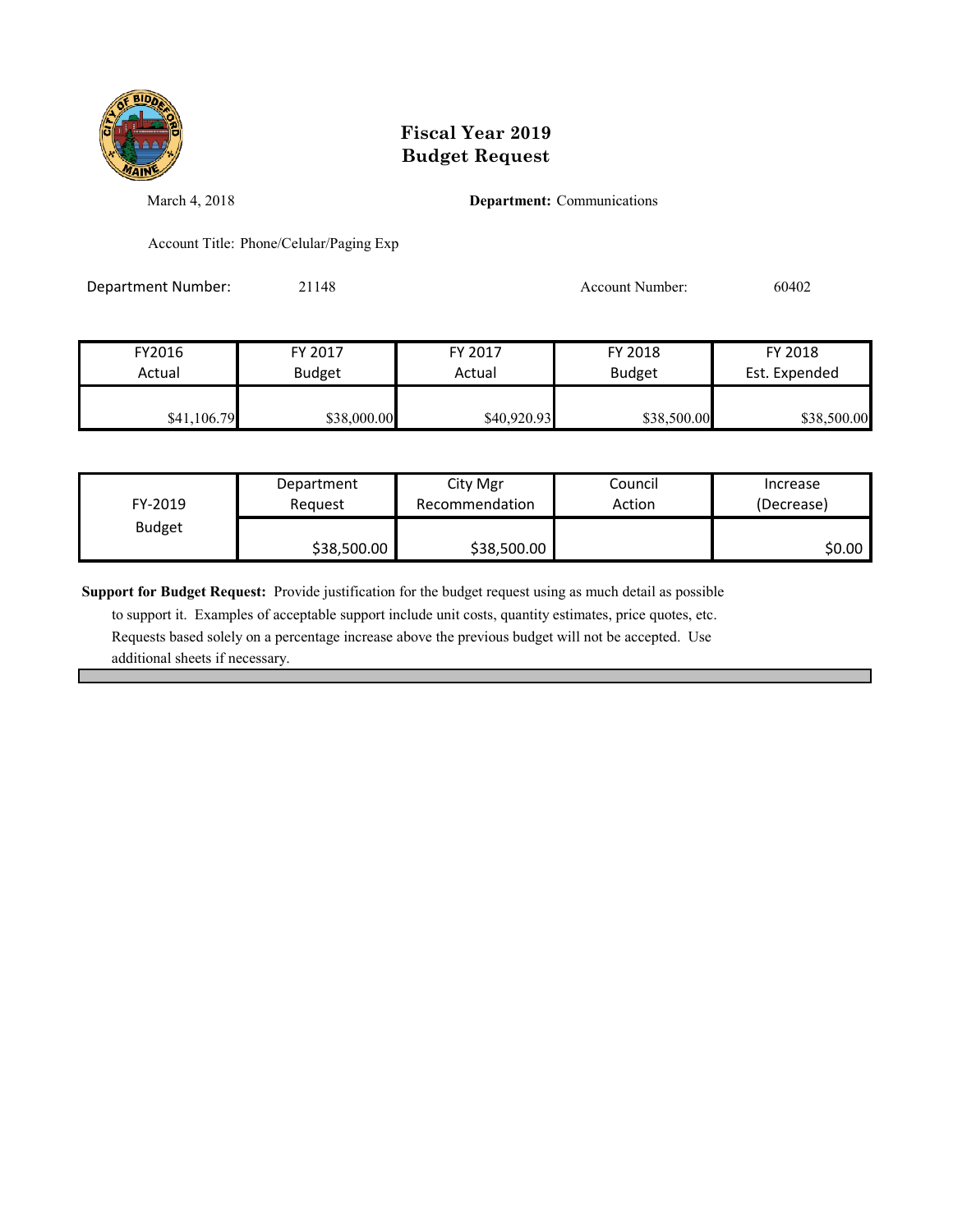# Fiscal Year 2019
# Budget Request

March 4, 2018 **Department:** Communications

Account Title: Phone/Celular/Paging Exp

Department Number: 21148 Account Number: 60402

| FY2016 Actual | FY 2017 Budget | FY 2017 Actual | FY 2018 Budget | FY 2018 Est. Expended |
|---|---|---|---|---|
| $41,106.79 | $38,000.00 | $40,920.93 | $38,500.00 | $38,500.00 |

| FY-2019 Budget | Department Request | City Mgr Recommendation | Council Action | Increase (Decrease) |
|---|---|---|---|---|
| | $38,500.00 | $38,500.00 | | $0.00 |

**Support for Budget Request:** Provide justification for the budget request using as much detail as possible to support it. Examples of acceptable support include unit costs, quantity estimates, price quotes, etc. Requests based solely on a percentage increase above the previous budget will not be accepted. Use additional sheets if necessary.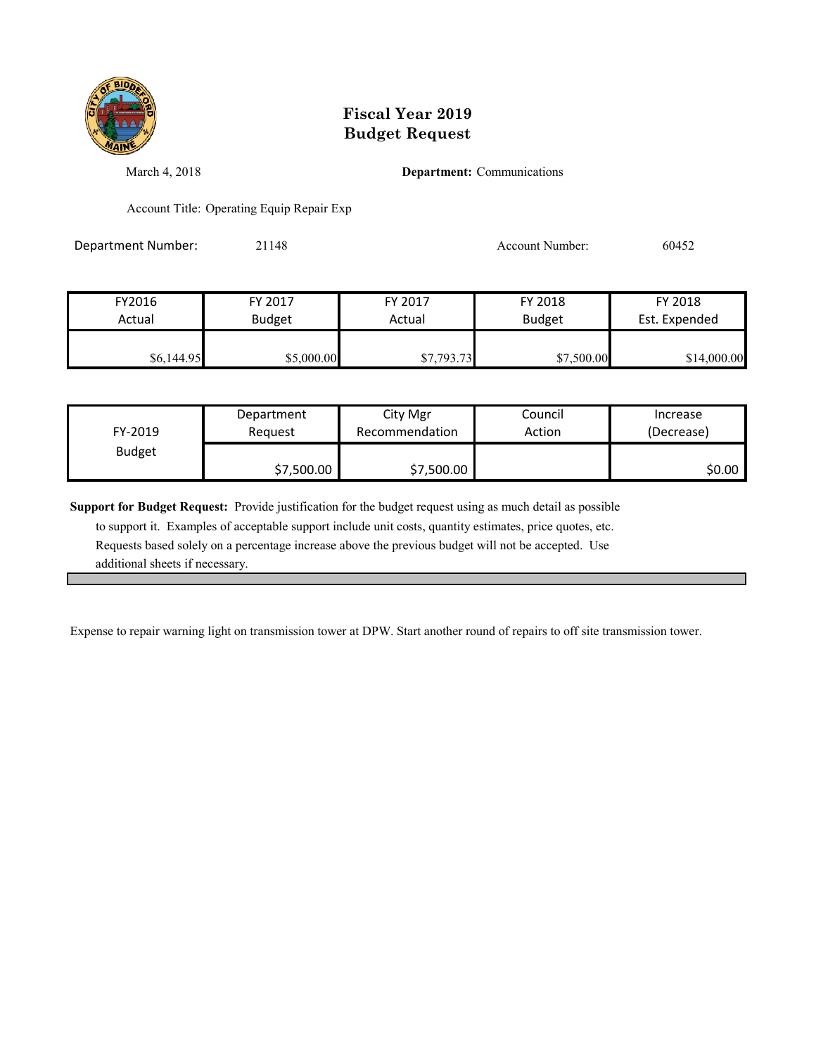# Fiscal Year 2019
# Budget Request

March 4, 2018 **Department:** Communications

Account Title: Operating Equip Repair Exp

Department Number: 21148 Account Number: 60452

| FY2016 Actual | FY 2017 Budget | FY 2017 Actual | FY 2018 Budget | FY 2018 Est. Expended |
|---|---|---|---|---|
| $6,144.95 | $5,000.00 | $7,793.73 | $7,500.00 | $14,000.00 |

| FY-2019 Budget | Department Request | City Mgr Recommendation | Council Action | Increase (Decrease) |
|---|---|---|---|---|
| | $7,500.00 | $7,500.00 | | $0.00 |

**Support for Budget Request:** Provide justification for the budget request using as much detail as possible to support it. Examples of acceptable support include unit costs, quantity estimates, price quotes, etc. Requests based solely on a percentage increase above the previous budget will not be accepted. Use additional sheets if necessary.

Expense to repair warning light on transmission tower at DPW. Start another round of repairs to off site transmission tower.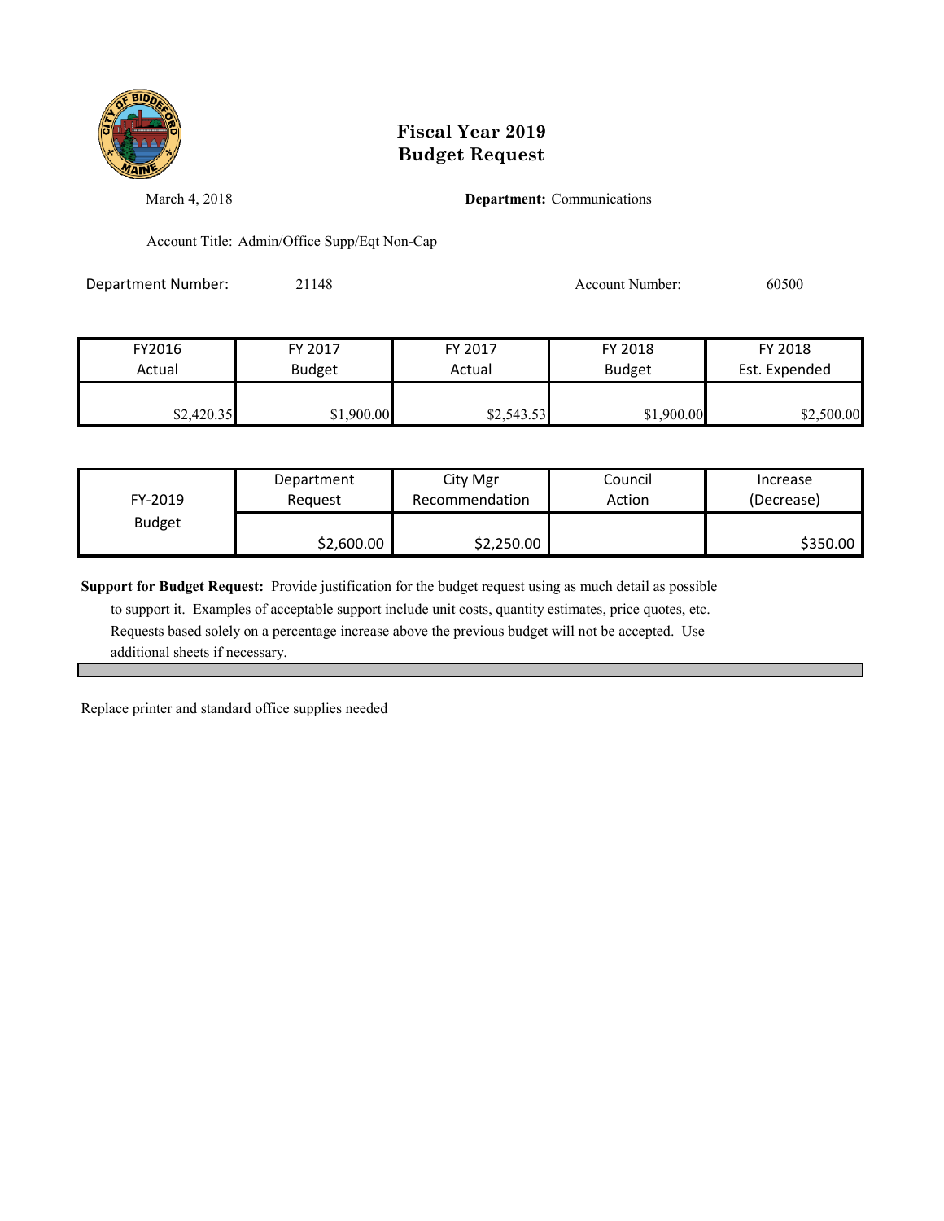# Fiscal Year 2019
# Budget Request

March 4, 2018

**Department:** Communications

Account Title: Admin/Office Supp/Eqt Non-Cap

Department Number: 21148

Account Number: 60500

| FY2016 Actual | FY 2017 Budget | FY 2017 Actual | FY 2018 Budget | FY 2018 Est. Expended |
|---|---|---|---|---|
| $2,420.35 | $1,900.00 | $2,543.53 | $1,900.00 | $2,500.00 |

| FY-2019 Budget | Department Request | City Mgr Recommendation | Council Action | Increase (Decrease) |
|---|---|---|---|---|
| | $2,600.00 | $2,250.00 | | $350.00 |

**Support for Budget Request:** Provide justification for the budget request using as much detail as possible to support it. Examples of acceptable support include unit costs, quantity estimates, price quotes, etc. Requests based solely on a percentage increase above the previous budget will not be accepted. Use additional sheets if necessary.

Replace printer and standard office supplies needed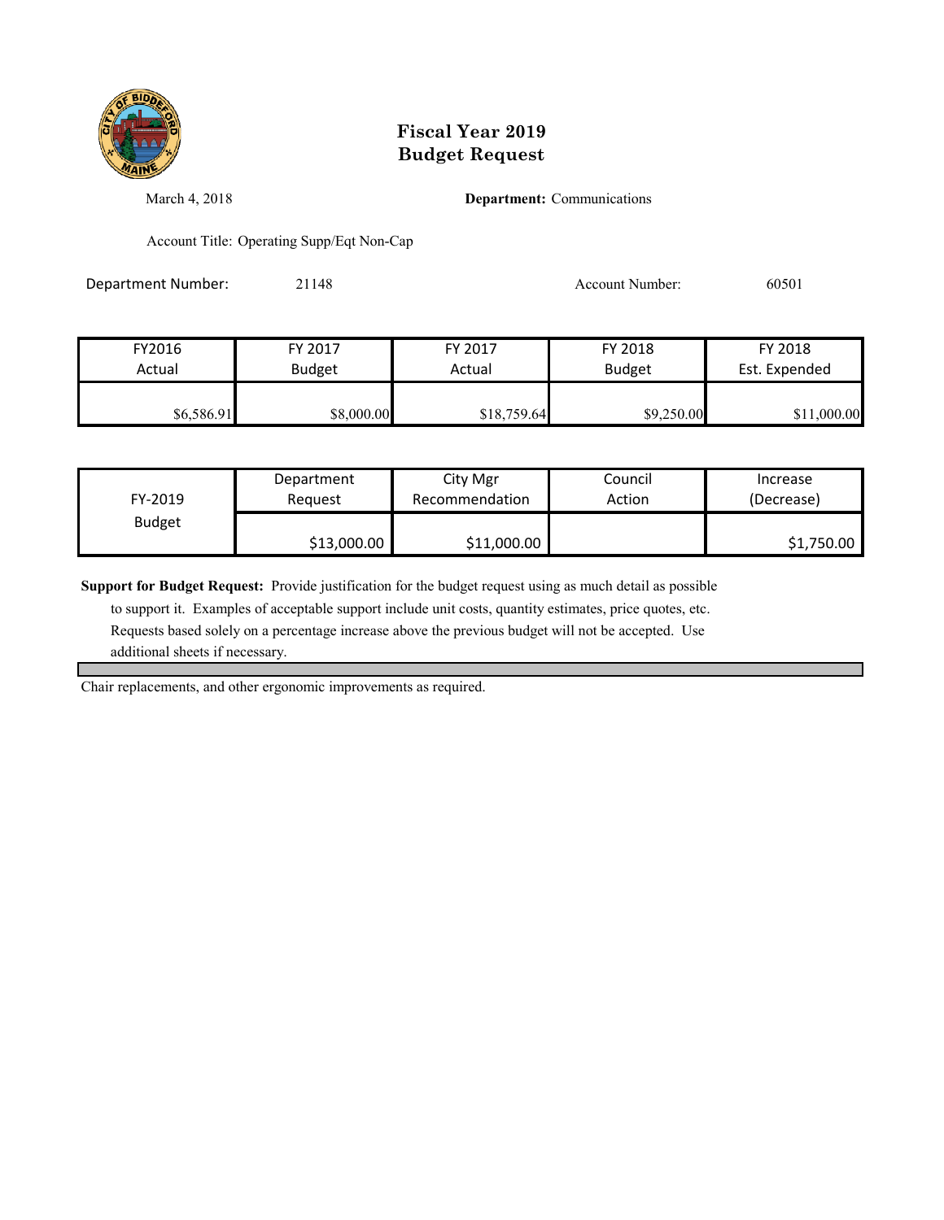# Fiscal Year 2019
# Budget Request

March 4, 2018

**Department:** Communications

Account Title: Operating Supp/Eqt Non-Cap

Department Number: 21148

Account Number: 60501

| FY2016 Actual | FY 2017 Budget | FY 2017 Actual | FY 2018 Budget | FY 2018 Est. Expended |
|---|---|---|---|---|
| $6,586.91 | $8,000.00 | $18,759.64 | $9,250.00 | $11,000.00 |

| FY-2019 Budget | Department Request | City Mgr Recommendation | Council Action | Increase (Decrease) |
|---|---|---|---|---|
| | $13,000.00 | $11,000.00 | | $1,750.00 |

**Support for Budget Request:** Provide justification for the budget request using as much detail as possible to support it. Examples of acceptable support include unit costs, quantity estimates, price quotes, etc. Requests based solely on a percentage increase above the previous budget will not be accepted. Use additional sheets if necessary.

Chair replacements, and other ergonomic improvements as required.